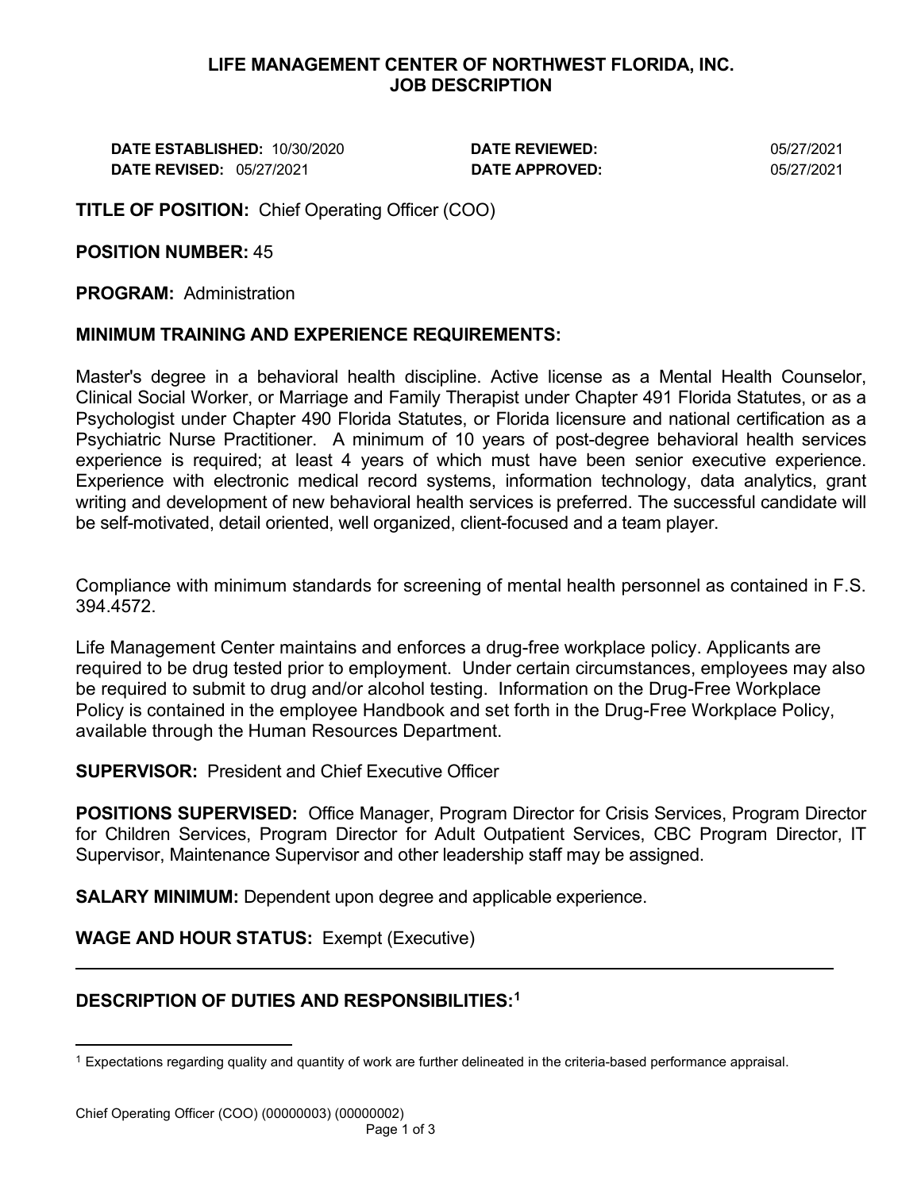# LIFE MANAGEMENT CENTER OF NORTHWEST FLORIDA, INC.
## JOB DESCRIPTION

| | | | |
|---|---|---|---|
| **DATE ESTABLISHED:** | 10/30/2020 | **DATE REVIEWED:** | 05/27/2021 |
| **DATE REVISED:** | 05/27/2021 | **DATE APPROVED:** | 05/27/2021 |

**TITLE OF POSITION:** Chief Operating Officer (COO)

**POSITION NUMBER:** 45

**PROGRAM:** Administration

**MINIMUM TRAINING AND EXPERIENCE REQUIREMENTS:**

Master's degree in a behavioral health discipline. Active license as a Mental Health Counselor, Clinical Social Worker, or Marriage and Family Therapist under Chapter 491 Florida Statutes, or as a Psychologist under Chapter 490 Florida Statutes, or Florida licensure and national certification as a Psychiatric Nurse Practitioner. A minimum of 10 years of post-degree behavioral health services experience is required; at least 4 years of which must have been senior executive experience. Experience with electronic medical record systems, information technology, data analytics, grant writing and development of new behavioral health services is preferred. The successful candidate will be self-motivated, detail oriented, well organized, client-focused and a team player.

Compliance with minimum standards for screening of mental health personnel as contained in F.S. 394.4572.

Life Management Center maintains and enforces a drug-free workplace policy. Applicants are required to be drug tested prior to employment. Under certain circumstances, employees may also be required to submit to drug and/or alcohol testing. Information on the Drug-Free Workplace Policy is contained in the employee Handbook and set forth in the Drug-Free Workplace Policy, available through the Human Resources Department.

**SUPERVISOR:** President and Chief Executive Officer

**POSITIONS SUPERVISED:** Office Manager, Program Director for Crisis Services, Program Director for Children Services, Program Director for Adult Outpatient Services, CBC Program Director, IT Supervisor, Maintenance Supervisor and other leadership staff may be assigned.

**SALARY MINIMUM:** Dependent upon degree and applicable experience.

**WAGE AND HOUR STATUS:** Exempt (Executive)

---

**DESCRIPTION OF DUTIES AND RESPONSIBILITIES:[1]**

[1] Expectations regarding quality and quantity of work are further delineated in the criteria-based performance appraisal.

Chief Operating Officer (COO) (00000003) (00000002)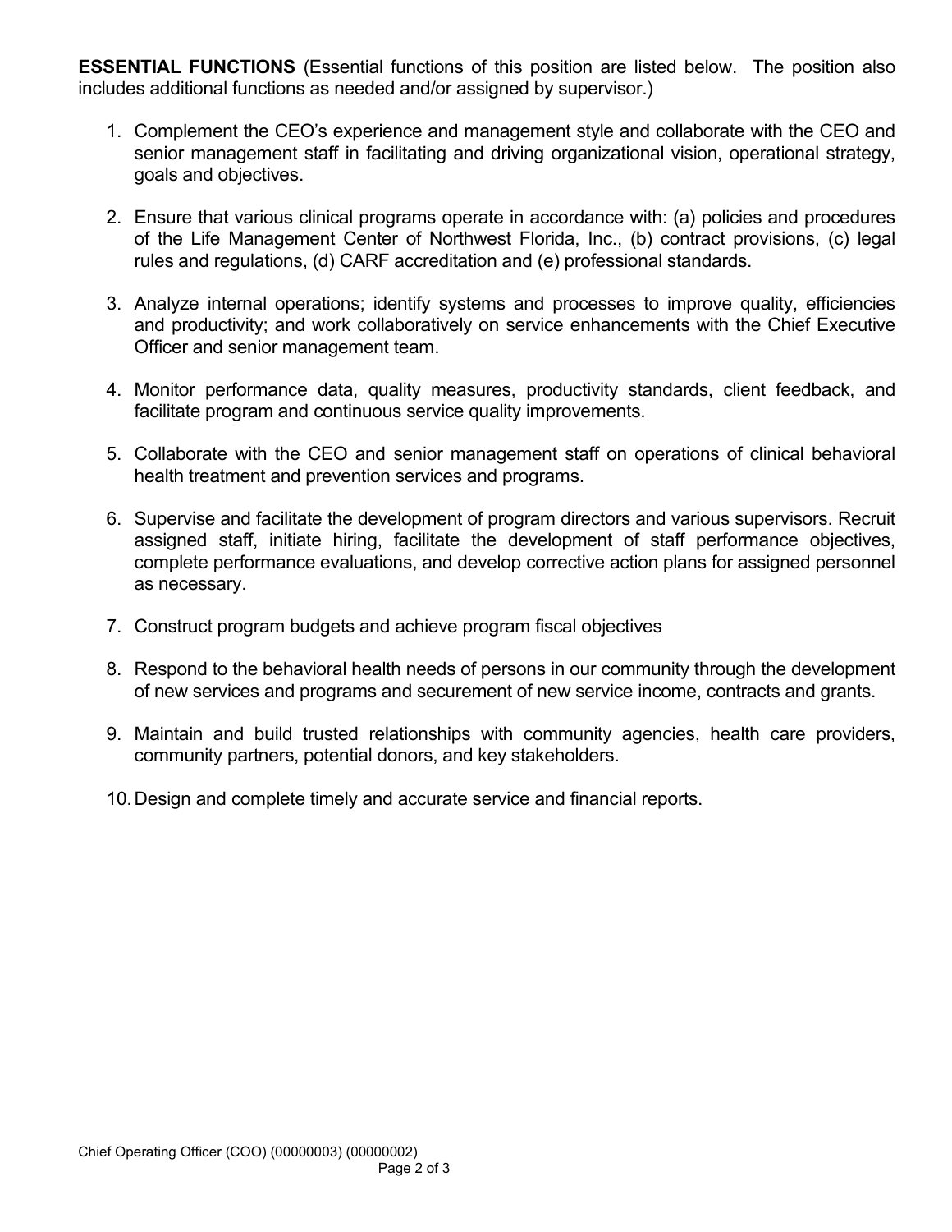**ESSENTIAL FUNCTIONS** (Essential functions of this position are listed below. The position also includes additional functions as needed and/or assigned by supervisor.)

1. Complement the CEO's experience and management style and collaborate with the CEO and senior management staff in facilitating and driving organizational vision, operational strategy, goals and objectives.

2. Ensure that various clinical programs operate in accordance with: (a) policies and procedures of the Life Management Center of Northwest Florida, Inc., (b) contract provisions, (c) legal rules and regulations, (d) CARF accreditation and (e) professional standards.

3. Analyze internal operations; identify systems and processes to improve quality, efficiencies and productivity; and work collaboratively on service enhancements with the Chief Executive Officer and senior management team.

4. Monitor performance data, quality measures, productivity standards, client feedback, and facilitate program and continuous service quality improvements.

5. Collaborate with the CEO and senior management staff on operations of clinical behavioral health treatment and prevention services and programs.

6. Supervise and facilitate the development of program directors and various supervisors. Recruit assigned staff, initiate hiring, facilitate the development of staff performance objectives, complete performance evaluations, and develop corrective action plans for assigned personnel as necessary.

7. Construct program budgets and achieve program fiscal objectives

8. Respond to the behavioral health needs of persons in our community through the development of new services and programs and securement of new service income, contracts and grants.

9. Maintain and build trusted relationships with community agencies, health care providers, community partners, potential donors, and key stakeholders.

10. Design and complete timely and accurate service and financial reports.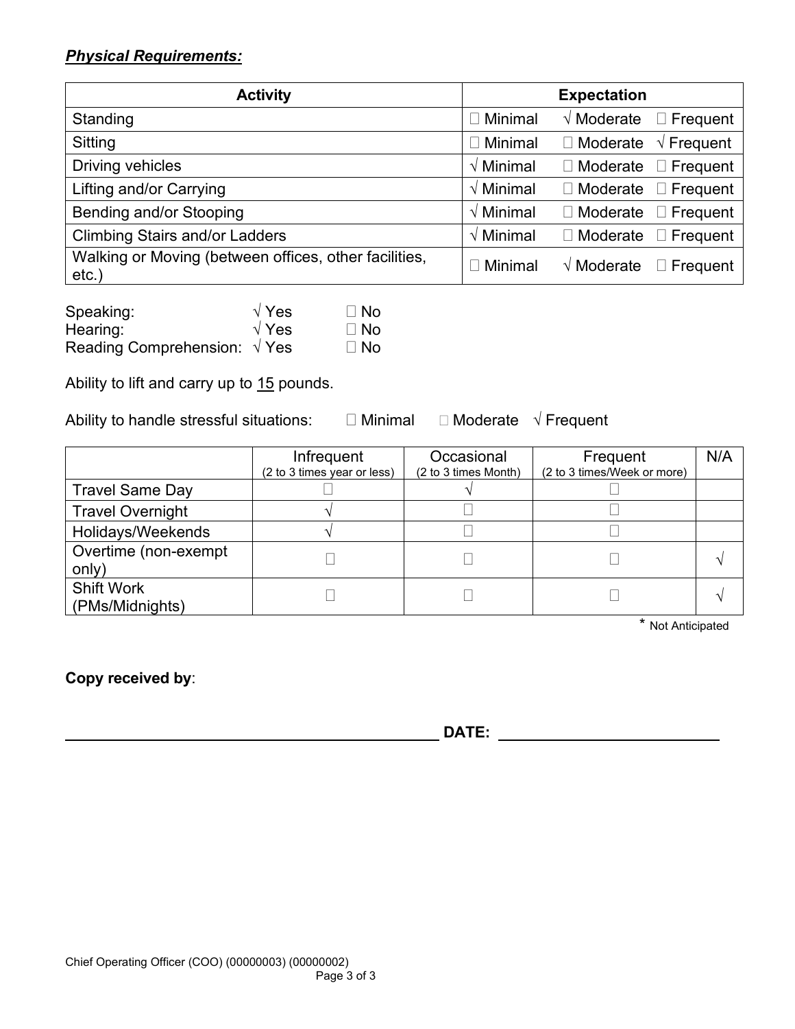***Physical Requirements:***

| Activity | Expectation |
|---|---|
| Standing | □ Minimal √ Moderate □ Frequent |
| Sitting | □ Minimal □ Moderate √ Frequent |
| Driving vehicles | √ Minimal □ Moderate □ Frequent |
| Lifting and/or Carrying | √ Minimal □ Moderate □ Frequent |
| Bending and/or Stooping | √ Minimal □ Moderate □ Frequent |
| Climbing Stairs and/or Ladders | √ Minimal □ Moderate □ Frequent |
| Walking or Moving (between offices, other facilities, etc.) | □ Minimal √ Moderate □ Frequent |

Speaking: √ Yes □ No
Hearing: √ Yes □ No
Reading Comprehension: √ Yes □ No

Ability to lift and carry up to 15 pounds.

Ability to handle stressful situations: □ Minimal □ Moderate √ Frequent

| | Infrequent (2 to 3 times year or less) | Occasional (2 to 3 times Month) | Frequent (2 to 3 times/Week or more) | N/A |
|---|---|---|---|---|
| Travel Same Day | □ | √ | □ | |
| Travel Overnight | √ | □ | □ | |
| Holidays/Weekends | √ | □ | □ | |
| Overtime (non-exempt only) | □ | □ | □ | √ |
| Shift Work (PMs/Midnights) | □ | □ | □ | √ |

\* Not Anticipated

**Copy received by**:

\_\_\_\_\_\_\_\_\_\_\_\_\_\_\_\_\_\_\_\_\_\_\_\_\_\_\_\_\_\_\_\_\_\_\_\_\_\_\_\_ **DATE:** \_\_\_\_\_\_\_\_\_\_\_\_\_\_\_\_\_\_\_\_\_\_\_\_

Chief Operating Officer (COO) (00000003) (00000002)